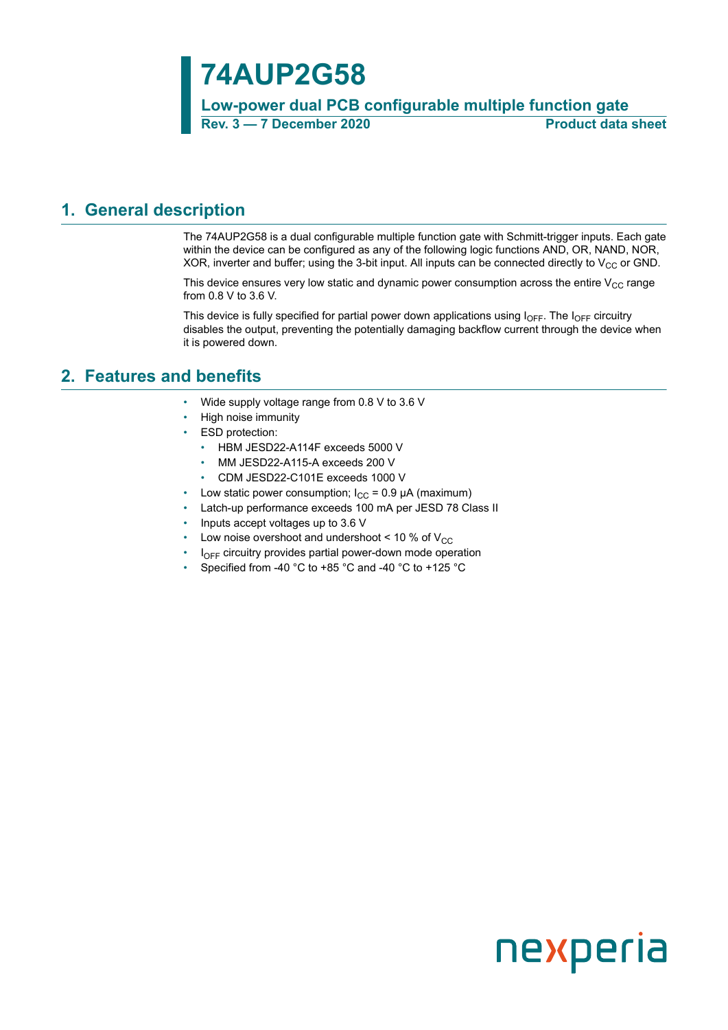# 74AUP2G58

## Low-power dual PCB configurable multiple function gate

**Rev. 3 — 7 December 2020** **Product data sheet**

## 1. General description

The 74AUP2G58 is a dual configurable multiple function gate with Schmitt-trigger inputs. Each gate within the device can be configured as any of the following logic functions AND, OR, NAND, NOR, XOR, inverter and buffer; using the 3-bit input. All inputs can be connected directly to $V_{CC}$ or GND.

This device ensures very low static and dynamic power consumption across the entire $V_{CC}$ range from 0.8 V to 3.6 V.

This device is fully specified for partial power down applications using $I_{OFF}$. The $I_{OFF}$ circuitry disables the output, preventing the potentially damaging backflow current through the device when it is powered down.

## 2. Features and benefits

- Wide supply voltage range from 0.8 V to 3.6 V
- High noise immunity
- ESD protection:
  - HBM JESD22-A114F exceeds 5000 V
  - MM JESD22-A115-A exceeds 200 V
  - CDM JESD22-C101E exceeds 1000 V
- Low static power consumption; $I_{CC}$ = 0.9 μA (maximum)
- Latch-up performance exceeds 100 mA per JESD 78 Class II
- Inputs accept voltages up to 3.6 V
- Low noise overshoot and undershoot < 10 % of $V_{CC}$
- $I_{OFF}$ circuitry provides partial power-down mode operation
- Specified from -40 °C to +85 °C and -40 °C to +125 °C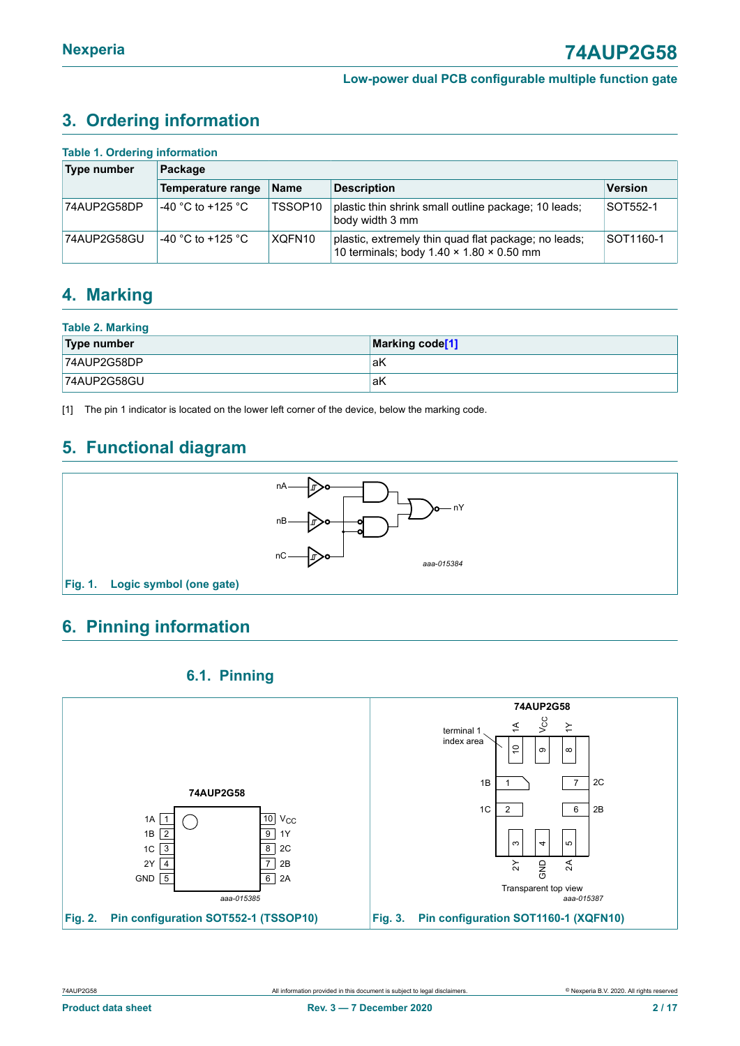## 3. Ordering information

**Table 1. Ordering information**

| Type number | Package | | | |
|---|---|---|---|---|
| | Temperature range | Name | Description | Version |
| 74AUP2G58DP | -40 °C to +125 °C | TSSOP10 | plastic thin shrink small outline package; 10 leads; body width 3 mm | SOT552-1 |
| 74AUP2G58GU | -40 °C to +125 °C | XQFN10 | plastic, extremely thin quad flat package; no leads; 10 terminals; body 1.40 × 1.80 × 0.50 mm | SOT1160-1 |

## 4. Marking

**Table 2. Marking**

| Type number | Marking code[1] |
|---|---|
| 74AUP2G58DP | aK |
| 74AUP2G58GU | aK |

[1] The pin 1 indicator is located on the lower left corner of the device, below the marking code.

## 5. Functional diagram

Fig. 1. Logic symbol (one gate)

## 6. Pinning information

### 6.1. Pinning

Fig. 2. Pin configuration SOT552-1 (TSSOP10)

Fig. 3. Pin configuration SOT1160-1 (XQFN10)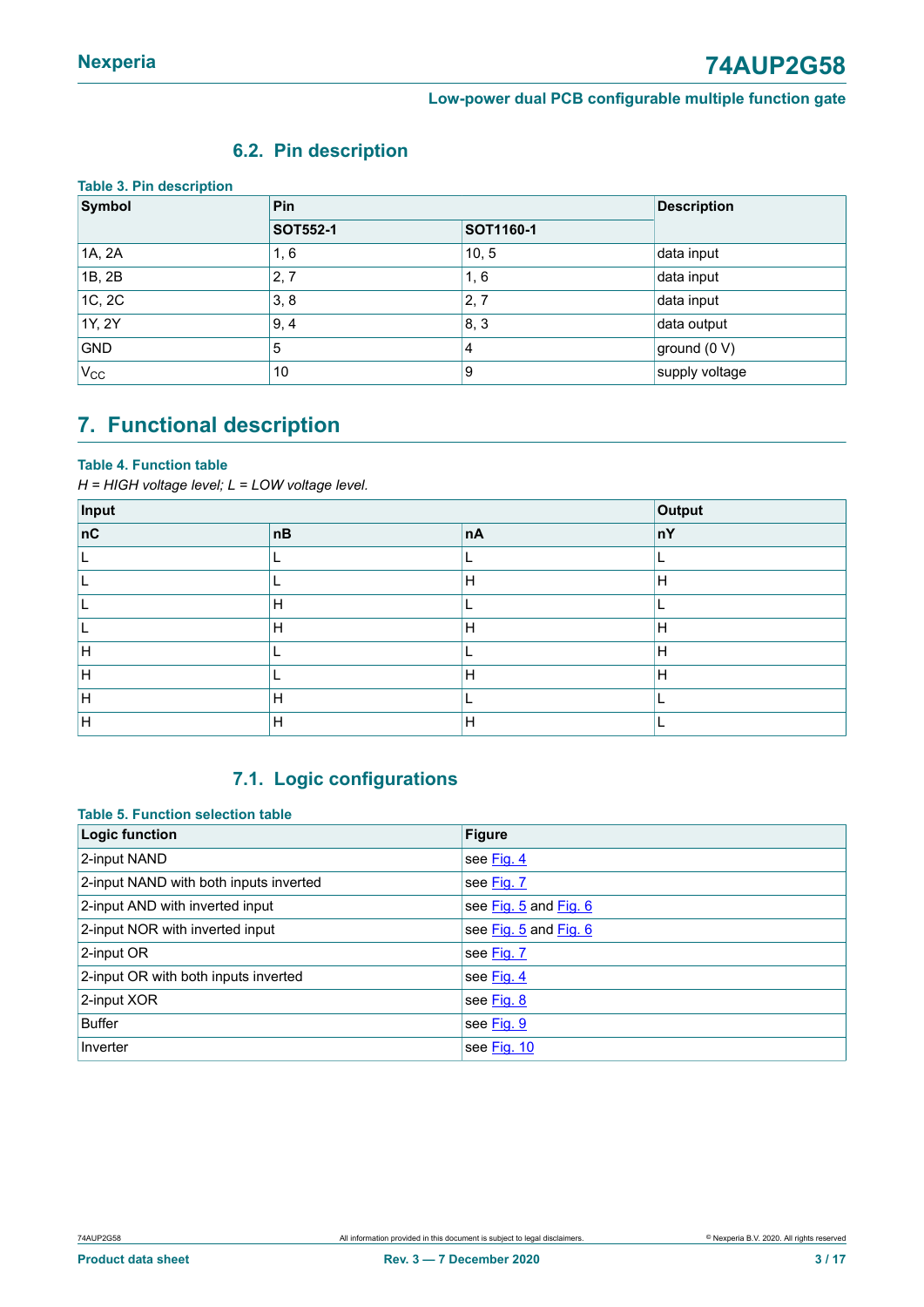### 6.2. Pin description

**Table 3. Pin description**

| Symbol | Pin | | Description |
|---|---|---|---|
| | SOT552-1 | SOT1160-1 | |
| 1A, 2A | 1, 6 | 10, 5 | data input |
| 1B, 2B | 2, 7 | 1, 6 | data input |
| 1C, 2C | 3, 8 | 2, 7 | data input |
| 1Y, 2Y | 9, 4 | 8, 3 | data output |
| GND | 5 | 4 | ground (0 V) |
| $V_{CC}$ | 10 | 9 | supply voltage |

## 7. Functional description

**Table 4. Function table**

*H = HIGH voltage level; L = LOW voltage level.*

| Input | | | Output |
|---|---|---|---|
| nC | nB | nA | nY |
| L | L | L | L |
| L | L | H | H |
| L | H | L | L |
| L | H | H | H |
| H | L | L | H |
| H | L | H | H |
| H | H | L | L |
| H | H | H | L |

### 7.1. Logic configurations

**Table 5. Function selection table**

| Logic function | Figure |
|---|---|
| 2-input NAND | see Fig. 4 |
| 2-input NAND with both inputs inverted | see Fig. 7 |
| 2-input AND with inverted input | see Fig. 5 and Fig. 6 |
| 2-input NOR with inverted input | see Fig. 5 and Fig. 6 |
| 2-input OR | see Fig. 7 |
| 2-input OR with both inputs inverted | see Fig. 4 |
| 2-input XOR | see Fig. 8 |
| Buffer | see Fig. 9 |
| Inverter | see Fig. 10 |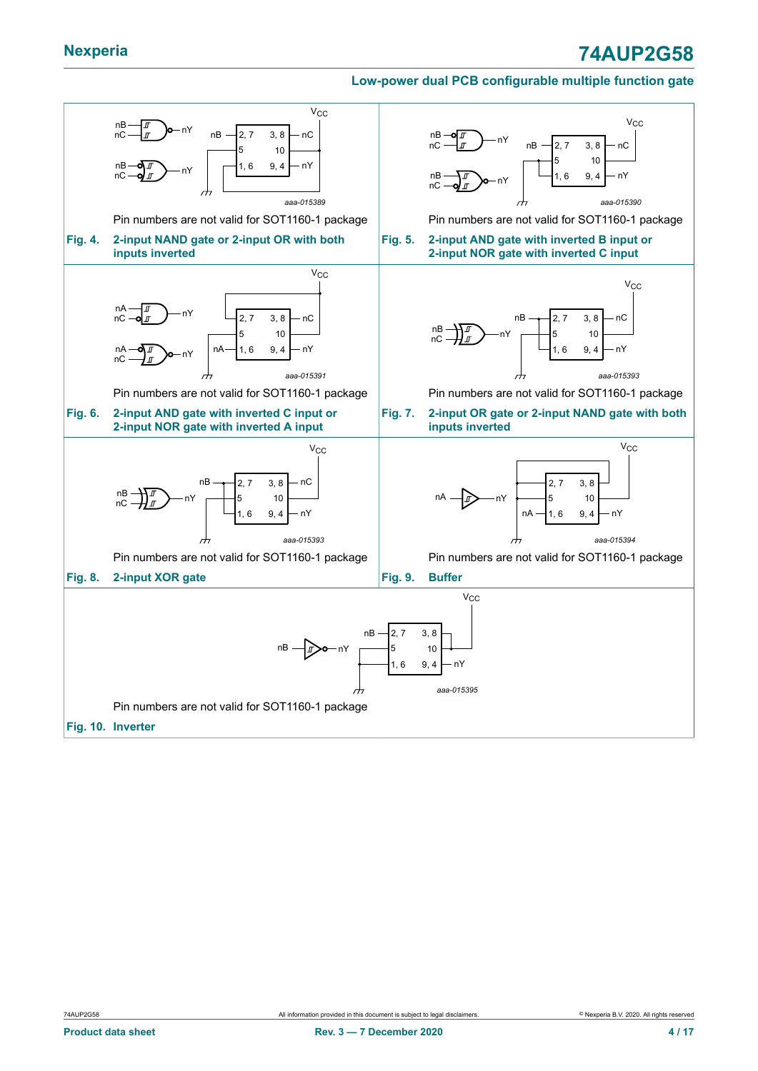Pin numbers are not valid for SOT1160-1 package

**Fig. 4. 2-input NAND gate or 2-input OR with both inputs inverted**

Pin numbers are not valid for SOT1160-1 package

**Fig. 5. 2-input AND gate with inverted B input or 2-input NOR gate with inverted C input**

Pin numbers are not valid for SOT1160-1 package

**Fig. 6. 2-input AND gate with inverted C input or 2-input NOR gate with inverted A input**

Pin numbers are not valid for SOT1160-1 package

**Fig. 7. 2-input OR gate or 2-input NAND gate with both inputs inverted**

Pin numbers are not valid for SOT1160-1 package

**Fig. 8. 2-input XOR gate**

Pin numbers are not valid for SOT1160-1 package

**Fig. 9. Buffer**

Pin numbers are not valid for SOT1160-1 package

**Fig. 10. Inverter**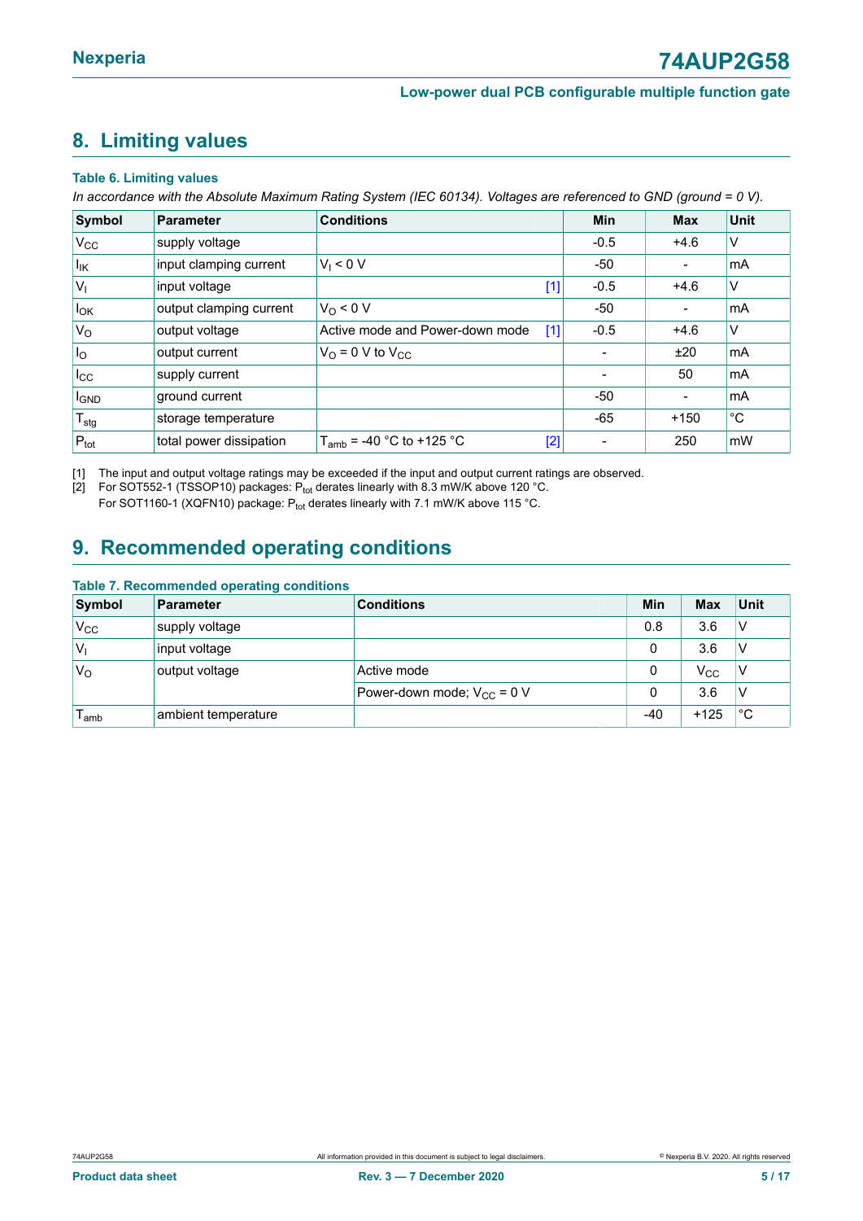## 8. Limiting values

**Table 6. Limiting values**

*In accordance with the Absolute Maximum Rating System (IEC 60134). Voltages are referenced to GND (ground = 0 V).*

| Symbol | Parameter | Conditions | | Min | Max | Unit |
|---|---|---|---|---|---|---|
| $V_{CC}$ | supply voltage | | | -0.5 | +4.6 | V |
| $I_{IK}$ | input clamping current | $V_I < 0$ V | | -50 | - | mA |
| $V_I$ | input voltage | | [1] | -0.5 | +4.6 | V |
| $I_{OK}$ | output clamping current | $V_O < 0$ V | | -50 | - | mA |
| $V_O$ | output voltage | Active mode and Power-down mode | [1] | -0.5 | +4.6 | V |
| $I_O$ | output current | $V_O$ = 0 V to $V_{CC}$ | | - | ±20 | mA |
| $I_{CC}$ | supply current | | | - | 50 | mA |
| $I_{GND}$ | ground current | | | -50 | - | mA |
| $T_{stg}$ | storage temperature | | | -65 | +150 | °C |
| $P_{tot}$ | total power dissipation | $T_{amb}$ = -40 °C to +125 °C | [2] | - | 250 | mW |

[1] The input and output voltage ratings may be exceeded if the input and output current ratings are observed.

[2] For SOT552-1 (TSSOP10) packages: $P_{tot}$ derates linearly with 8.3 mW/K above 120 °C.
For SOT1160-1 (XQFN10) package: $P_{tot}$ derates linearly with 7.1 mW/K above 115 °C.

## 9. Recommended operating conditions

**Table 7. Recommended operating conditions**

| Symbol | Parameter | Conditions | Min | Max | Unit |
|---|---|---|---|---|---|
| $V_{CC}$ | supply voltage | | 0.8 | 3.6 | V |
| $V_I$ | input voltage | | 0 | 3.6 | V |
| $V_O$ | output voltage | Active mode | 0 | $V_{CC}$ | V |
| | | Power-down mode; $V_{CC}$ = 0 V | 0 | 3.6 | V |
| $T_{amb}$ | ambient temperature | | -40 | +125 | °C |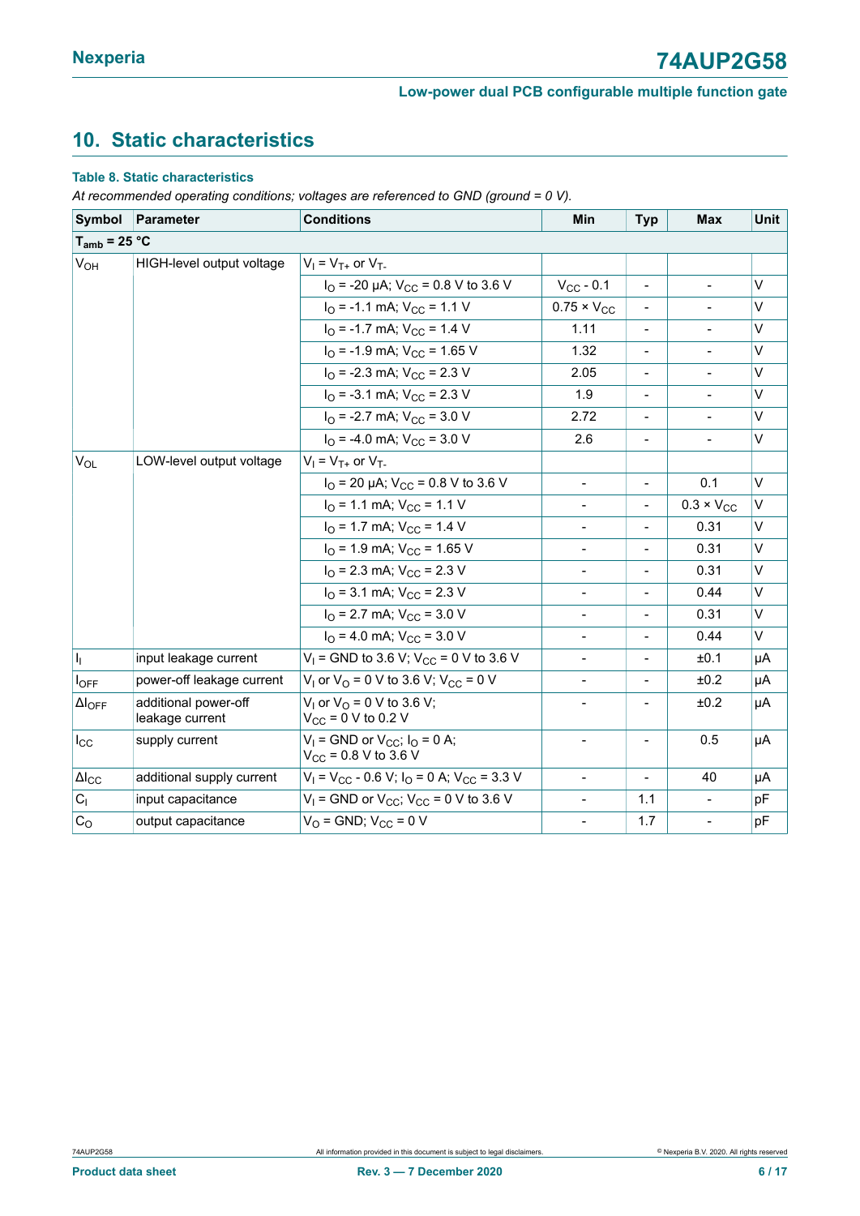## 10. Static characteristics

**Table 8. Static characteristics**

*At recommended operating conditions; voltages are referenced to GND (ground = 0 V).*

| Symbol | Parameter | Conditions | Min | Typ | Max | Unit |
|---|---|---|---|---|---|---|
| $T_{amb}$ = 25 °C | | | | | | |
| $V_{OH}$ | HIGH-level output voltage | $V_I = V_{T+}$ or $V_{T-}$ | | | | |
| | | $I_O$ = -20 µA; $V_{CC}$ = 0.8 V to 3.6 V | $V_{CC}$ - 0.1 | - | - | V |
| | | $I_O$ = -1.1 mA; $V_{CC}$ = 1.1 V | 0.75 × $V_{CC}$ | - | - | V |
| | | $I_O$ = -1.7 mA; $V_{CC}$ = 1.4 V | 1.11 | - | - | V |
| | | $I_O$ = -1.9 mA; $V_{CC}$ = 1.65 V | 1.32 | - | - | V |
| | | $I_O$ = -2.3 mA; $V_{CC}$ = 2.3 V | 2.05 | - | - | V |
| | | $I_O$ = -3.1 mA; $V_{CC}$ = 2.3 V | 1.9 | - | - | V |
| | | $I_O$ = -2.7 mA; $V_{CC}$ = 3.0 V | 2.72 | - | - | V |
| | | $I_O$ = -4.0 mA; $V_{CC}$ = 3.0 V | 2.6 | - | - | V |
| $V_{OL}$ | LOW-level output voltage | $V_I = V_{T+}$ or $V_{T-}$ | | | | |
| | | $I_O$ = 20 µA; $V_{CC}$ = 0.8 V to 3.6 V | - | - | 0.1 | V |
| | | $I_O$ = 1.1 mA; $V_{CC}$ = 1.1 V | - | - | 0.3 × $V_{CC}$ | V |
| | | $I_O$ = 1.7 mA; $V_{CC}$ = 1.4 V | - | - | 0.31 | V |
| | | $I_O$ = 1.9 mA; $V_{CC}$ = 1.65 V | - | - | 0.31 | V |
| | | $I_O$ = 2.3 mA; $V_{CC}$ = 2.3 V | - | - | 0.31 | V |
| | | $I_O$ = 3.1 mA; $V_{CC}$ = 2.3 V | - | - | 0.44 | V |
| | | $I_O$ = 2.7 mA; $V_{CC}$ = 3.0 V | - | - | 0.31 | V |
| | | $I_O$ = 4.0 mA; $V_{CC}$ = 3.0 V | - | - | 0.44 | V |
| $I_I$ | input leakage current | $V_I$ = GND to 3.6 V; $V_{CC}$ = 0 V to 3.6 V | - | - | ±0.1 | µA |
| $I_{OFF}$ | power-off leakage current | $V_I$ or $V_O$ = 0 V to 3.6 V; $V_{CC}$ = 0 V | - | - | ±0.2 | µA |
| $\Delta I_{OFF}$ | additional power-off leakage current | $V_I$ or $V_O$ = 0 V to 3.6 V; $V_{CC}$ = 0 V to 0.2 V | - | - | ±0.2 | µA |
| $I_{CC}$ | supply current | $V_I$ = GND or $V_{CC}$; $I_O$ = 0 A; $V_{CC}$ = 0.8 V to 3.6 V | - | - | 0.5 | µA |
| $\Delta I_{CC}$ | additional supply current | $V_I = V_{CC}$ - 0.6 V; $I_O$ = 0 A; $V_{CC}$ = 3.3 V | - | - | 40 | µA |
| $C_I$ | input capacitance | $V_I$ = GND or $V_{CC}$; $V_{CC}$ = 0 V to 3.6 V | - | 1.1 | - | pF |
| $C_O$ | output capacitance | $V_O$ = GND; $V_{CC}$ = 0 V | - | 1.7 | - | pF |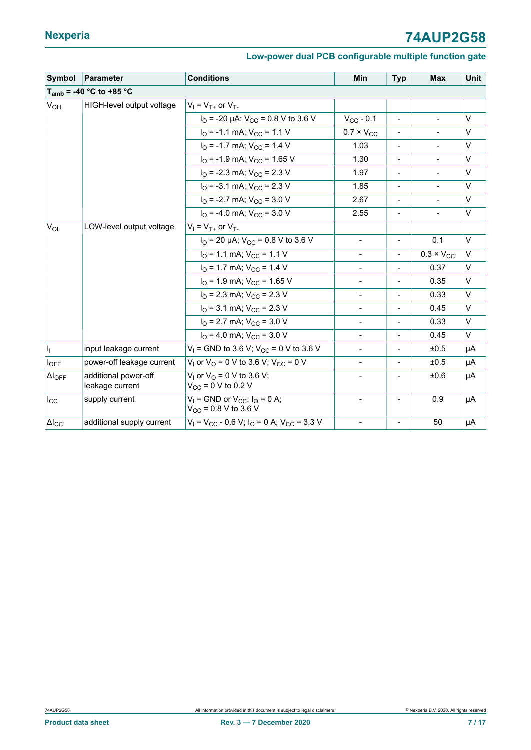| Symbol | Parameter | Conditions | Min | Typ | Max | Unit |
|---|---|---|---|---|---|---|
| $T_{amb}$ = -40 °C to +85 °C | | | | | | |
| $V_{OH}$ | HIGH-level output voltage | $V_I = V_{T+}$ or $V_{T-}$ | | | | |
| | | $I_O$ = -20 μA; $V_{CC}$ = 0.8 V to 3.6 V | $V_{CC}$ - 0.1 | - | - | V |
| | | $I_O$ = -1.1 mA; $V_{CC}$ = 1.1 V | 0.7 × $V_{CC}$ | - | - | V |
| | | $I_O$ = -1.7 mA; $V_{CC}$ = 1.4 V | 1.03 | - | - | V |
| | | $I_O$ = -1.9 mA; $V_{CC}$ = 1.65 V | 1.30 | - | - | V |
| | | $I_O$ = -2.3 mA; $V_{CC}$ = 2.3 V | 1.97 | - | - | V |
| | | $I_O$ = -3.1 mA; $V_{CC}$ = 2.3 V | 1.85 | - | - | V |
| | | $I_O$ = -2.7 mA; $V_{CC}$ = 3.0 V | 2.67 | - | - | V |
| | | $I_O$ = -4.0 mA; $V_{CC}$ = 3.0 V | 2.55 | - | - | V |
| $V_{OL}$ | LOW-level output voltage | $V_I = V_{T+}$ or $V_{T-}$ | | | | |
| | | $I_O$ = 20 μA; $V_{CC}$ = 0.8 V to 3.6 V | - | - | 0.1 | V |
| | | $I_O$ = 1.1 mA; $V_{CC}$ = 1.1 V | - | - | 0.3 × $V_{CC}$ | V |
| | | $I_O$ = 1.7 mA; $V_{CC}$ = 1.4 V | - | - | 0.37 | V |
| | | $I_O$ = 1.9 mA; $V_{CC}$ = 1.65 V | - | - | 0.35 | V |
| | | $I_O$ = 2.3 mA; $V_{CC}$ = 2.3 V | - | - | 0.33 | V |
| | | $I_O$ = 3.1 mA; $V_{CC}$ = 2.3 V | - | - | 0.45 | V |
| | | $I_O$ = 2.7 mA; $V_{CC}$ = 3.0 V | - | - | 0.33 | V |
| | | $I_O$ = 4.0 mA; $V_{CC}$ = 3.0 V | - | - | 0.45 | V |
| $I_I$ | input leakage current | $V_I$ = GND to 3.6 V; $V_{CC}$ = 0 V to 3.6 V | - | - | ±0.5 | μA |
| $I_{OFF}$ | power-off leakage current | $V_I$ or $V_O$ = 0 V to 3.6 V; $V_{CC}$ = 0 V | - | - | ±0.5 | μA |
| $\Delta I_{OFF}$ | additional power-off leakage current | $V_I$ or $V_O$ = 0 V to 3.6 V; $V_{CC}$ = 0 V to 0.2 V | - | - | ±0.6 | μA |
| $I_{CC}$ | supply current | $V_I$ = GND or $V_{CC}$; $I_O$ = 0 A; $V_{CC}$ = 0.8 V to 3.6 V | - | - | 0.9 | μA |
| $\Delta I_{CC}$ | additional supply current | $V_I$ = $V_{CC}$ - 0.6 V; $I_O$ = 0 A; $V_{CC}$ = 3.3 V | - | - | 50 | μA |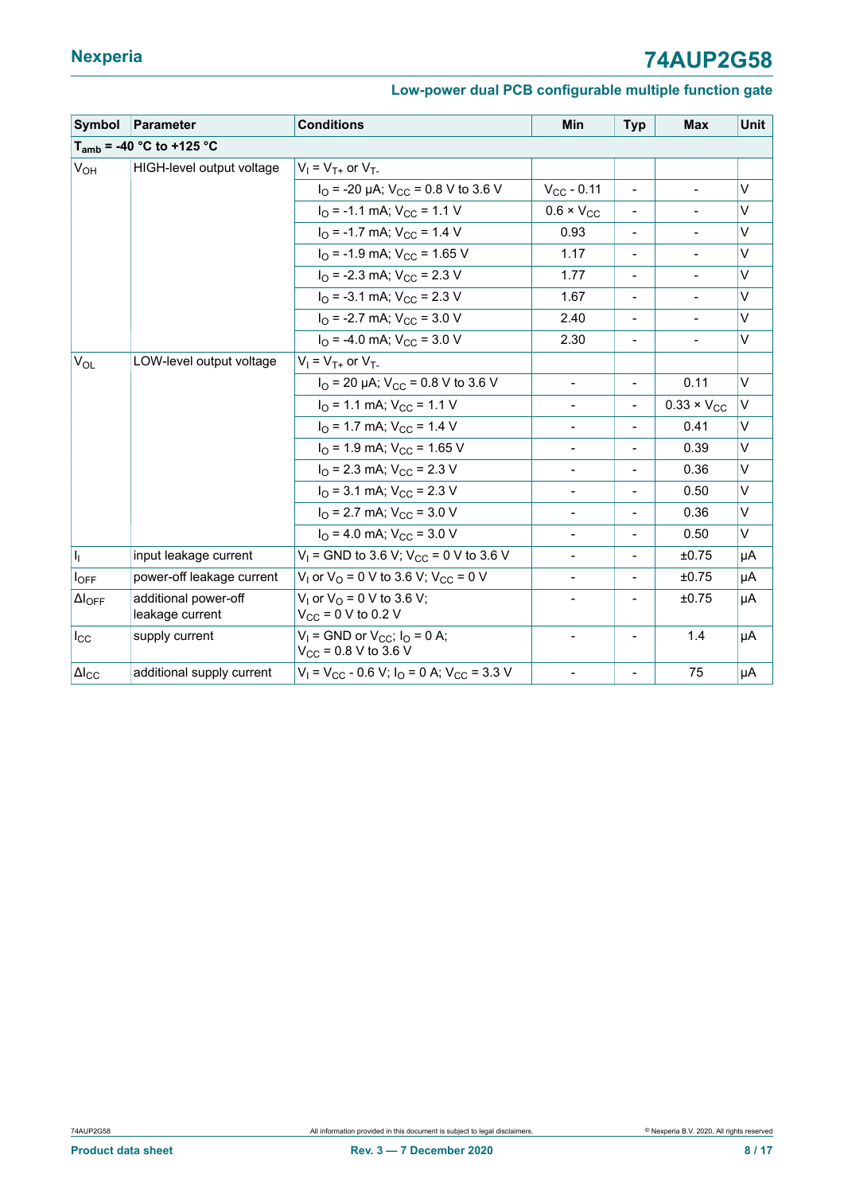| Symbol | Parameter | Conditions | Min | Typ | Max | Unit |
|---|---|---|---|---|---|---|
| $T_{amb}$ = -40 °C to +125 °C | | | | | | |
| $V_{OH}$ | HIGH-level output voltage | $V_I = V_{T+}$ or $V_{T-}$ | | | | |
| | | $I_O$ = -20 μA; $V_{CC}$ = 0.8 V to 3.6 V | $V_{CC}$ - 0.11 | - | - | V |
| | | $I_O$ = -1.1 mA; $V_{CC}$ = 1.1 V | 0.6 × $V_{CC}$ | - | - | V |
| | | $I_O$ = -1.7 mA; $V_{CC}$ = 1.4 V | 0.93 | - | - | V |
| | | $I_O$ = -1.9 mA; $V_{CC}$ = 1.65 V | 1.17 | - | - | V |
| | | $I_O$ = -2.3 mA; $V_{CC}$ = 2.3 V | 1.77 | - | - | V |
| | | $I_O$ = -3.1 mA; $V_{CC}$ = 2.3 V | 1.67 | - | - | V |
| | | $I_O$ = -2.7 mA; $V_{CC}$ = 3.0 V | 2.40 | - | - | V |
| | | $I_O$ = -4.0 mA; $V_{CC}$ = 3.0 V | 2.30 | - | - | V |
| $V_{OL}$ | LOW-level output voltage | $V_I = V_{T+}$ or $V_{T-}$ | | | | |
| | | $I_O$ = 20 μA; $V_{CC}$ = 0.8 V to 3.6 V | - | - | 0.11 | V |
| | | $I_O$ = 1.1 mA; $V_{CC}$ = 1.1 V | - | - | 0.33 × $V_{CC}$ | V |
| | | $I_O$ = 1.7 mA; $V_{CC}$ = 1.4 V | - | - | 0.41 | V |
| | | $I_O$ = 1.9 mA; $V_{CC}$ = 1.65 V | - | - | 0.39 | V |
| | | $I_O$ = 2.3 mA; $V_{CC}$ = 2.3 V | - | - | 0.36 | V |
| | | $I_O$ = 3.1 mA; $V_{CC}$ = 2.3 V | - | - | 0.50 | V |
| | | $I_O$ = 2.7 mA; $V_{CC}$ = 3.0 V | - | - | 0.36 | V |
| | | $I_O$ = 4.0 mA; $V_{CC}$ = 3.0 V | - | - | 0.50 | V |
| $I_I$ | input leakage current | $V_I$ = GND to 3.6 V; $V_{CC}$ = 0 V to 3.6 V | - | - | ±0.75 | μA |
| $I_{OFF}$ | power-off leakage current | $V_I$ or $V_O$ = 0 V to 3.6 V; $V_{CC}$ = 0 V | - | - | ±0.75 | μA |
| $\Delta I_{OFF}$ | additional power-off leakage current | $V_I$ or $V_O$ = 0 V to 3.6 V; $V_{CC}$ = 0 V to 0.2 V | - | - | ±0.75 | μA |
| $I_{CC}$ | supply current | $V_I$ = GND or $V_{CC}$; $I_O$ = 0 A; $V_{CC}$ = 0.8 V to 3.6 V | - | - | 1.4 | μA |
| $\Delta I_{CC}$ | additional supply current | $V_I$ = $V_{CC}$ - 0.6 V; $I_O$ = 0 A; $V_{CC}$ = 3.3 V | - | - | 75 | μA |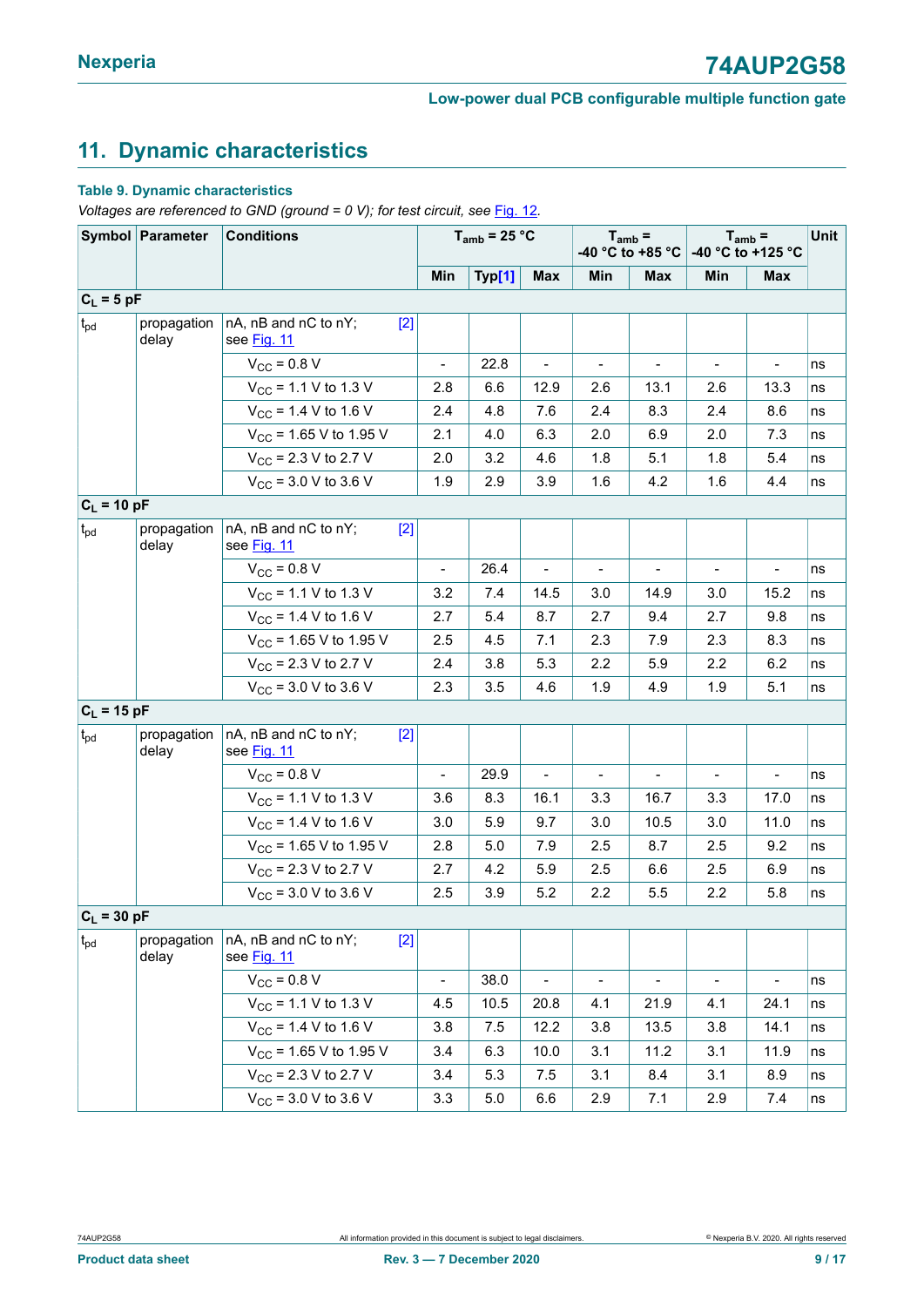## 11. Dynamic characteristics

**Table 9. Dynamic characteristics**

*Voltages are referenced to GND (ground = 0 V); for test circuit, see Fig. 12.*

| Symbol | Parameter | Conditions | $T_{amb}$ = 25 °C | | | $T_{amb}$ = -40 °C to +85 °C | | $T_{amb}$ = -40 °C to +125 °C | | Unit |
|---|---|---|---|---|---|---|---|---|---|---|
| | | | Min | Typ[1] | Max | Min | Max | Min | Max | |
| **$C_L$ = 5 pF** | | | | | | | | | | |
| $t_{pd}$ | propagation delay | nA, nB and nC to nY; see Fig. 11 [2] | | | | | | | | |
| | | $V_{CC}$ = 0.8 V | - | 22.8 | - | - | - | - | - | ns |
| | | $V_{CC}$ = 1.1 V to 1.3 V | 2.8 | 6.6 | 12.9 | 2.6 | 13.1 | 2.6 | 13.3 | ns |
| | | $V_{CC}$ = 1.4 V to 1.6 V | 2.4 | 4.8 | 7.6 | 2.4 | 8.3 | 2.4 | 8.6 | ns |
| | | $V_{CC}$ = 1.65 V to 1.95 V | 2.1 | 4.0 | 6.3 | 2.0 | 6.9 | 2.0 | 7.3 | ns |
| | | $V_{CC}$ = 2.3 V to 2.7 V | 2.0 | 3.2 | 4.6 | 1.8 | 5.1 | 1.8 | 5.4 | ns |
| | | $V_{CC}$ = 3.0 V to 3.6 V | 1.9 | 2.9 | 3.9 | 1.6 | 4.2 | 1.6 | 4.4 | ns |
| **$C_L$ = 10 pF** | | | | | | | | | | |
| $t_{pd}$ | propagation delay | nA, nB and nC to nY; see Fig. 11 [2] | | | | | | | | |
| | | $V_{CC}$ = 0.8 V | - | 26.4 | - | - | - | - | - | ns |
| | | $V_{CC}$ = 1.1 V to 1.3 V | 3.2 | 7.4 | 14.5 | 3.0 | 14.9 | 3.0 | 15.2 | ns |
| | | $V_{CC}$ = 1.4 V to 1.6 V | 2.7 | 5.4 | 8.7 | 2.7 | 9.4 | 2.7 | 9.8 | ns |
| | | $V_{CC}$ = 1.65 V to 1.95 V | 2.5 | 4.5 | 7.1 | 2.3 | 7.9 | 2.3 | 8.3 | ns |
| | | $V_{CC}$ = 2.3 V to 2.7 V | 2.4 | 3.8 | 5.3 | 2.2 | 5.9 | 2.2 | 6.2 | ns |
| | | $V_{CC}$ = 3.0 V to 3.6 V | 2.3 | 3.5 | 4.6 | 1.9 | 4.9 | 1.9 | 5.1 | ns |
| **$C_L$ = 15 pF** | | | | | | | | | | |
| $t_{pd}$ | propagation delay | nA, nB and nC to nY; see Fig. 11 [2] | | | | | | | | |
| | | $V_{CC}$ = 0.8 V | - | 29.9 | - | - | - | - | - | ns |
| | | $V_{CC}$ = 1.1 V to 1.3 V | 3.6 | 8.3 | 16.1 | 3.3 | 16.7 | 3.3 | 17.0 | ns |
| | | $V_{CC}$ = 1.4 V to 1.6 V | 3.0 | 5.9 | 9.7 | 3.0 | 10.5 | 3.0 | 11.0 | ns |
| | | $V_{CC}$ = 1.65 V to 1.95 V | 2.8 | 5.0 | 7.9 | 2.5 | 8.7 | 2.5 | 9.2 | ns |
| | | $V_{CC}$ = 2.3 V to 2.7 V | 2.7 | 4.2 | 5.9 | 2.5 | 6.6 | 2.5 | 6.9 | ns |
| | | $V_{CC}$ = 3.0 V to 3.6 V | 2.5 | 3.9 | 5.2 | 2.2 | 5.5 | 2.2 | 5.8 | ns |
| **$C_L$ = 30 pF** | | | | | | | | | | |
| $t_{pd}$ | propagation delay | nA, nB and nC to nY; see Fig. 11 [2] | | | | | | | | |
| | | $V_{CC}$ = 0.8 V | - | 38.0 | - | - | - | - | - | ns |
| | | $V_{CC}$ = 1.1 V to 1.3 V | 4.5 | 10.5 | 20.8 | 4.1 | 21.9 | 4.1 | 24.1 | ns |
| | | $V_{CC}$ = 1.4 V to 1.6 V | 3.8 | 7.5 | 12.2 | 3.8 | 13.5 | 3.8 | 14.1 | ns |
| | | $V_{CC}$ = 1.65 V to 1.95 V | 3.4 | 6.3 | 10.0 | 3.1 | 11.2 | 3.1 | 11.9 | ns |
| | | $V_{CC}$ = 2.3 V to 2.7 V | 3.4 | 5.3 | 7.5 | 3.1 | 8.4 | 3.1 | 8.9 | ns |
| | | $V_{CC}$ = 3.0 V to 3.6 V | 3.3 | 5.0 | 6.6 | 2.9 | 7.1 | 2.9 | 7.4 | ns |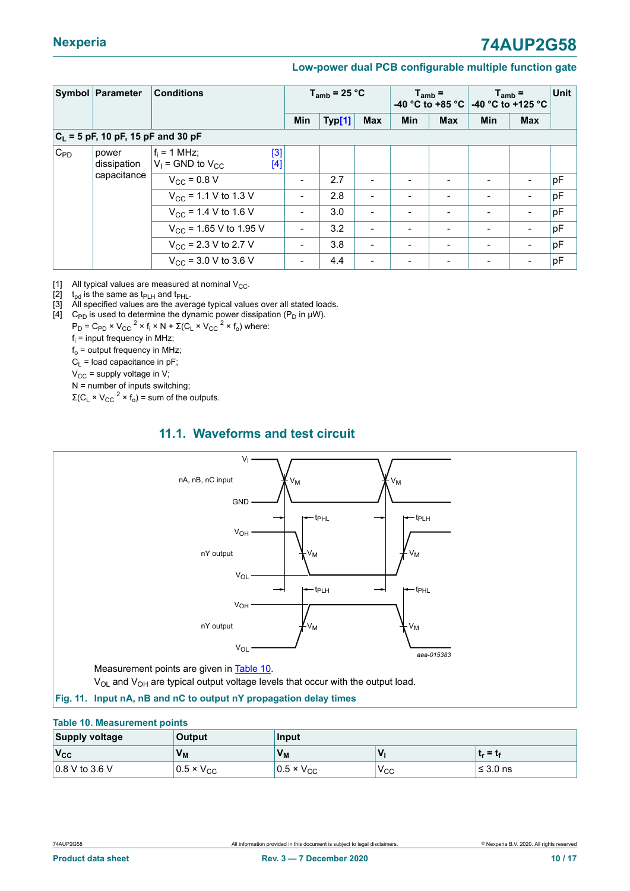| Symbol | Parameter | Conditions | | $T_{amb}$ = 25 °C | | | $T_{amb}$ = -40 °C to +85 °C | | $T_{amb}$ = -40 °C to +125 °C | | Unit |
|---|---|---|---|---|---|---|---|---|---|---|---|
| | | | | Min | Typ[1] | Max | Min | Max | Min | Max | |
| **$C_L$ = 5 pF, 10 pF, 15 pF and 30 pF** | | | | | | | | | | | |
| $C_{PD}$ | power dissipation capacitance | $f_i$ = 1 MHz; $V_I$ = GND to $V_{CC}$ | [3] [4] | | | | | | | | |
| | | $V_{CC}$ = 0.8 V | | - | 2.7 | - | - | - | - | - | pF |
| | | $V_{CC}$ = 1.1 V to 1.3 V | | - | 2.8 | - | - | - | - | - | pF |
| | | $V_{CC}$ = 1.4 V to 1.6 V | | - | 3.0 | - | - | - | - | - | pF |
| | | $V_{CC}$ = 1.65 V to 1.95 V | | - | 3.2 | - | - | - | - | - | pF |
| | | $V_{CC}$ = 2.3 V to 2.7 V | | - | 3.8 | - | - | - | - | - | pF |
| | | $V_{CC}$ = 3.0 V to 3.6 V | | - | 4.4 | - | - | - | - | - | pF |

[1] All typical values are measured at nominal $V_{CC}$.
[2] $t_{pd}$ is the same as $t_{PLH}$ and $t_{PHL}$.
[3] All specified values are the average typical values over all stated loads.
[4] $C_{PD}$ is used to determine the dynamic power dissipation ($P_D$ in μW).
$P_D = C_{PD} \times V_{CC}^2 \times f_i \times N + \Sigma(C_L \times V_{CC}^2 \times f_o)$ where:
$f_i$ = input frequency in MHz;
$f_o$ = output frequency in MHz;
$C_L$ = load capacitance in pF;
$V_{CC}$ = supply voltage in V;
N = number of inputs switching;
$\Sigma(C_L \times V_{CC}^2 \times f_o)$ = sum of the outputs.

## 11.1. Waveforms and test circuit

Measurement points are given in Table 10.

$V_{OL}$ and $V_{OH}$ are typical output voltage levels that occur with the output load.

**Fig. 11. Input nA, nB and nC to output nY propagation delay times**

**Table 10. Measurement points**

| Supply voltage | Output | Input | | |
|---|---|---|---|---|
| $V_{CC}$ | $V_M$ | $V_M$ | $V_I$ | $t_r = t_f$ |
| 0.8 V to 3.6 V | 0.5 × $V_{CC}$ | 0.5 × $V_{CC}$ | $V_{CC}$ | ≤ 3.0 ns |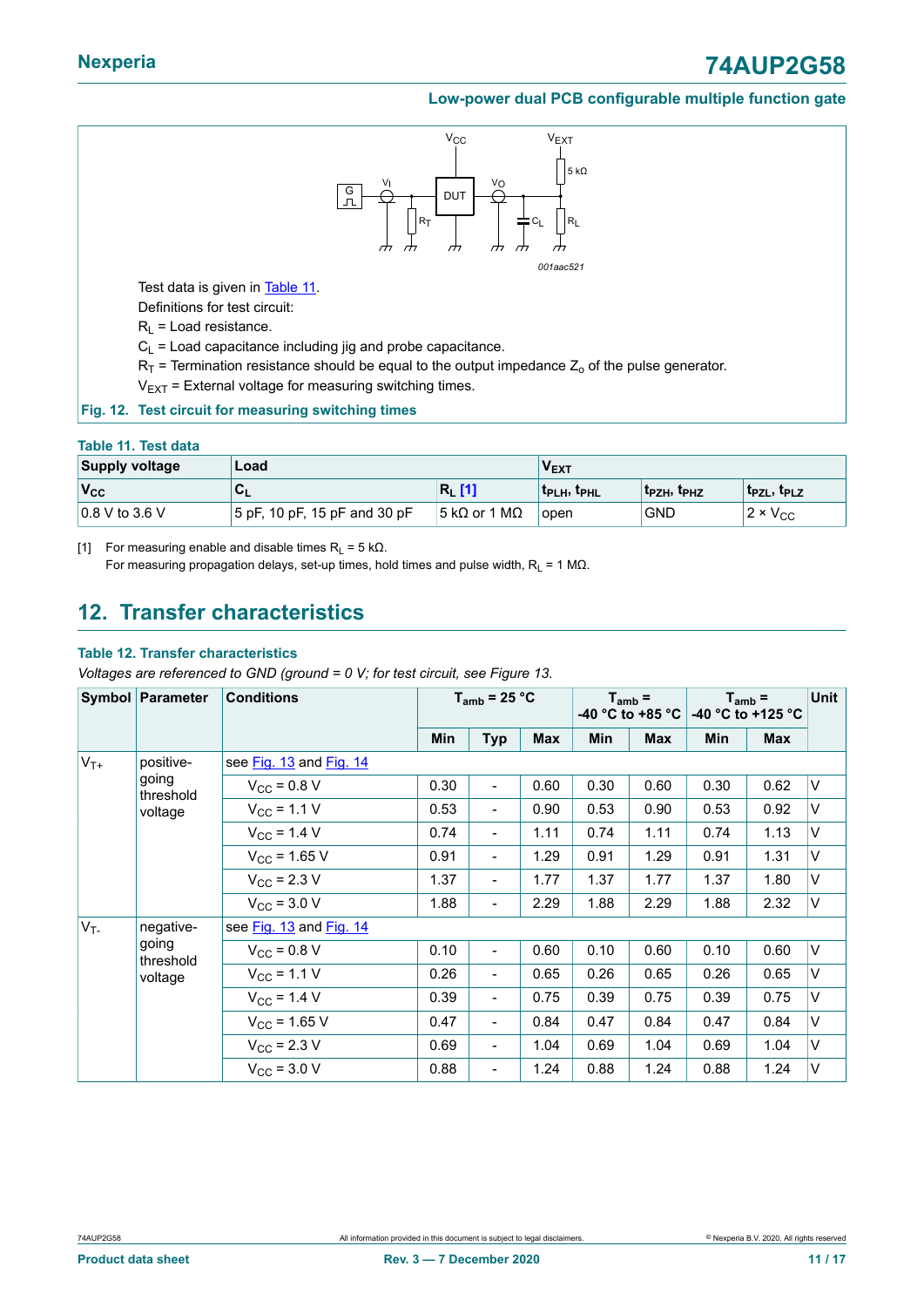Test data is given in Table 11.

Definitions for test circuit:

$R_L$ = Load resistance.

$C_L$ = Load capacitance including jig and probe capacitance.

$R_T$ = Termination resistance should be equal to the output impedance $Z_o$ of the pulse generator.

$V_{EXT}$ = External voltage for measuring switching times.

**Fig. 12. Test circuit for measuring switching times**

**Table 11. Test data**

| Supply voltage | Load | | $V_{EXT}$ | | |
|---|---|---|---|---|---|
| $V_{CC}$ | $C_L$ | $R_L$ [1] | $t_{PLH}$, $t_{PHL}$ | $t_{PZH}$, $t_{PHZ}$ | $t_{PZL}$, $t_{PLZ}$ |
| 0.8 V to 3.6 V | 5 pF, 10 pF, 15 pF and 30 pF | 5 kΩ or 1 MΩ | open | GND | 2 × $V_{CC}$ |

[1] For measuring enable and disable times $R_L$ = 5 kΩ.
For measuring propagation delays, set-up times, hold times and pulse width, $R_L$ = 1 MΩ.

## 12. Transfer characteristics

**Table 12. Transfer characteristics**

*Voltages are referenced to GND (ground = 0 V; for test circuit, see Figure 13.*

| Symbol | Parameter | Conditions | $T_{amb}$ = 25 °C | | | $T_{amb}$ = -40 °C to +85 °C | | $T_{amb}$ = -40 °C to +125 °C | | Unit |
|---|---|---|---|---|---|---|---|---|---|---|
| | | | Min | Typ | Max | Min | Max | Min | Max | |
| $V_{T+}$ | positive-going threshold voltage | see Fig. 13 and Fig. 14 | | | | | | | | |
| | | $V_{CC}$ = 0.8 V | 0.30 | - | 0.60 | 0.30 | 0.60 | 0.30 | 0.62 | V |
| | | $V_{CC}$ = 1.1 V | 0.53 | - | 0.90 | 0.53 | 0.90 | 0.53 | 0.92 | V |
| | | $V_{CC}$ = 1.4 V | 0.74 | - | 1.11 | 0.74 | 1.11 | 0.74 | 1.13 | V |
| | | $V_{CC}$ = 1.65 V | 0.91 | - | 1.29 | 0.91 | 1.29 | 0.91 | 1.31 | V |
| | | $V_{CC}$ = 2.3 V | 1.37 | - | 1.77 | 1.37 | 1.77 | 1.37 | 1.80 | V |
| | | $V_{CC}$ = 3.0 V | 1.88 | - | 2.29 | 1.88 | 2.29 | 1.88 | 2.32 | V |
| $V_{T-}$ | negative-going threshold voltage | see Fig. 13 and Fig. 14 | | | | | | | | |
| | | $V_{CC}$ = 0.8 V | 0.10 | - | 0.60 | 0.10 | 0.60 | 0.10 | 0.60 | V |
| | | $V_{CC}$ = 1.1 V | 0.26 | - | 0.65 | 0.26 | 0.65 | 0.26 | 0.65 | V |
| | | $V_{CC}$ = 1.4 V | 0.39 | - | 0.75 | 0.39 | 0.75 | 0.39 | 0.75 | V |
| | | $V_{CC}$ = 1.65 V | 0.47 | - | 0.84 | 0.47 | 0.84 | 0.47 | 0.84 | V |
| | | $V_{CC}$ = 2.3 V | 0.69 | - | 1.04 | 0.69 | 1.04 | 0.69 | 1.04 | V |
| | | $V_{CC}$ = 3.0 V | 0.88 | - | 1.24 | 0.88 | 1.24 | 0.88 | 1.24 | V |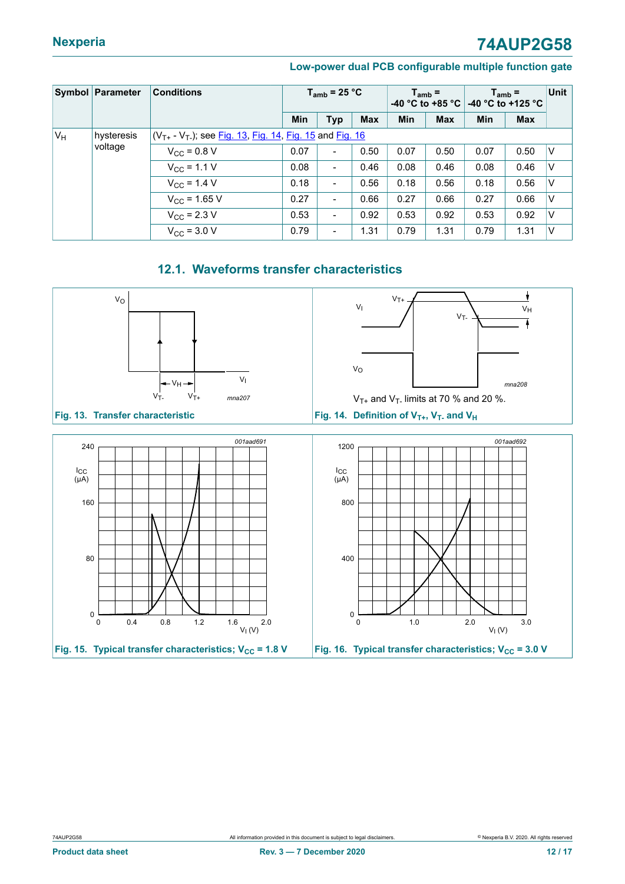| Symbol | Parameter | Conditions | $T_{amb}$ = 25 °C | | | $T_{amb}$ = -40 °C to +85 °C | | $T_{amb}$ = -40 °C to +125 °C | | Unit |
|---|---|---|---|---|---|---|---|---|---|---|
| | | | Min | Typ | Max | Min | Max | Min | Max | |
| $V_H$ | hysteresis voltage | ($V_{T+}$ - $V_{T-}$); see Fig. 13, Fig. 14, Fig. 15 and Fig. 16 | | | | | | | | |
| | | $V_{CC}$ = 0.8 V | 0.07 | - | 0.50 | 0.07 | 0.50 | 0.07 | 0.50 | V |
| | | $V_{CC}$ = 1.1 V | 0.08 | - | 0.46 | 0.08 | 0.46 | 0.08 | 0.46 | V |
| | | $V_{CC}$ = 1.4 V | 0.18 | - | 0.56 | 0.18 | 0.56 | 0.18 | 0.56 | V |
| | | $V_{CC}$ = 1.65 V | 0.27 | - | 0.66 | 0.27 | 0.66 | 0.27 | 0.66 | V |
| | | $V_{CC}$ = 2.3 V | 0.53 | - | 0.92 | 0.53 | 0.92 | 0.53 | 0.92 | V |
| | | $V_{CC}$ = 3.0 V | 0.79 | - | 1.31 | 0.79 | 1.31 | 0.79 | 1.31 | V |

## 12.1. Waveforms transfer characteristics

Fig. 13. Transfer characteristic

$V_{T+}$ and $V_{T-}$ limits at 70 % and 20 %.

Fig. 14. Definition of $V_{T+}$, $V_{T-}$ and $V_H$

Fig. 15. Typical transfer characteristics; $V_{CC}$ = 1.8 V

Fig. 16. Typical transfer characteristics; $V_{CC}$ = 3.0 V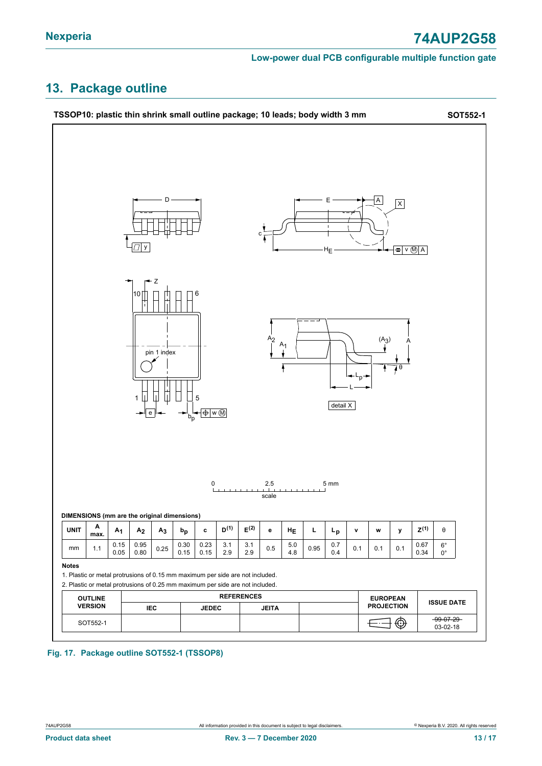## 13. Package outline

**TSSOP10: plastic thin shrink small outline package; 10 leads; body width 3 mm** **SOT552-1**

**DIMENSIONS (mm are the original dimensions)**

| UNIT | A max. | $A_1$ | $A_2$ | $A_3$ | $b_p$ | c | $D^{(1)}$ | $E^{(2)}$ | e | $H_E$ | L | $L_p$ | v | w | y | $Z^{(1)}$ | θ |
|---|---|---|---|---|---|---|---|---|---|---|---|---|---|---|---|---|---|
| mm | 1.1 | 0.15<br>0.05 | 0.95<br>0.80 | 0.25 | 0.30<br>0.15 | 0.23<br>0.15 | 3.1<br>2.9 | 3.1<br>2.9 | 0.5 | 5.0<br>4.8 | 0.95 | 0.7<br>0.4 | 0.1 | 0.1 | 0.1 | 0.67<br>0.34 | 6°<br>0° |

**Notes**

1. Plastic or metal protrusions of 0.15 mm maximum per side are not included.
2. Plastic or metal protrusions of 0.25 mm maximum per side are not included.

| OUTLINE VERSION | REFERENCES | | | | EUROPEAN PROJECTION | ISSUE DATE |
|---|---|---|---|---|---|---|
| | IEC | JEDEC | JEITA | | | |
| SOT552-1 | | | | | | ~~99-07-29~~<br>03-02-18 |

**Fig. 17. Package outline SOT552-1 (TSSOP8)**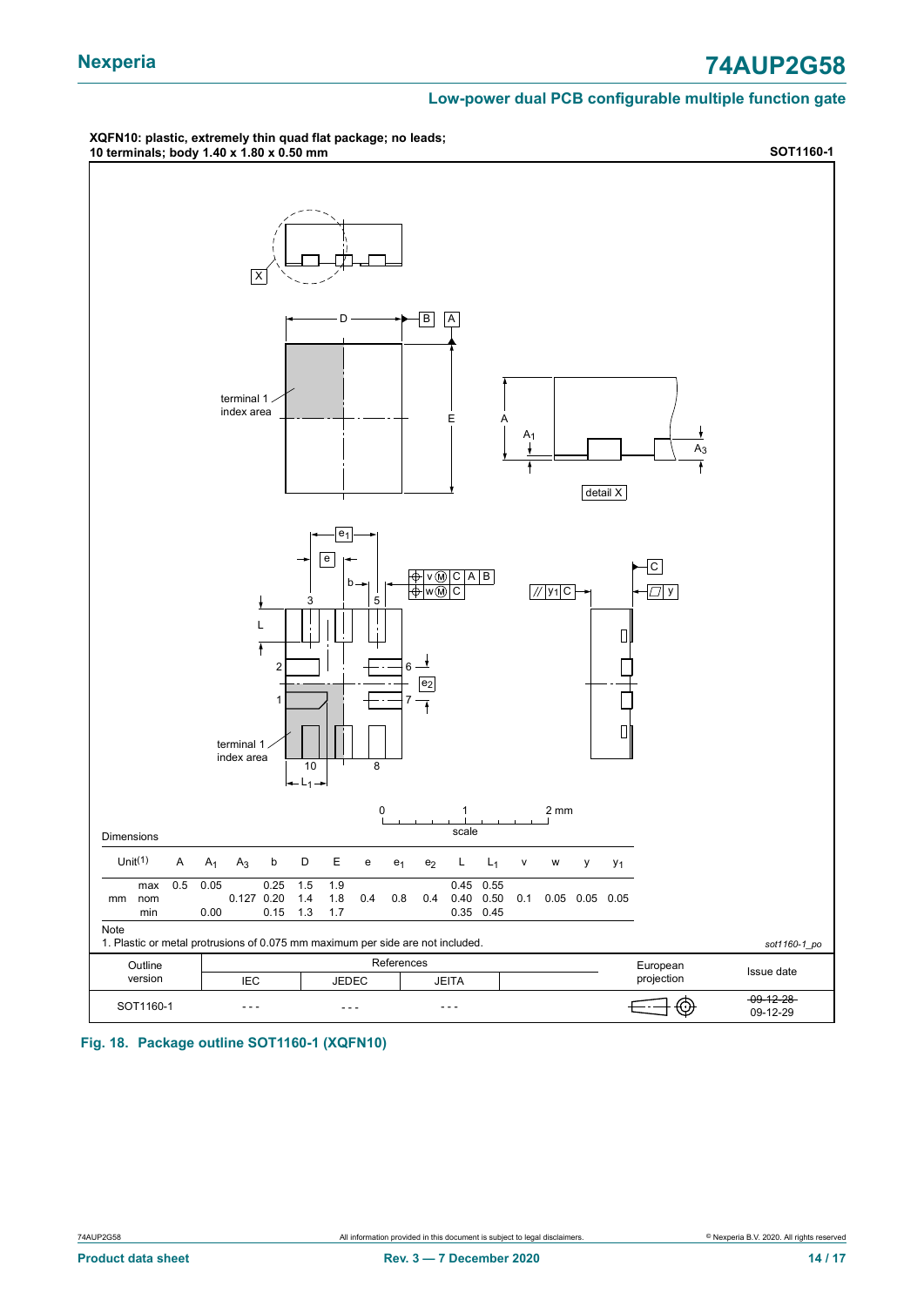**XQFN10: plastic, extremely thin quad flat package; no leads; 10 terminals; body 1.40 x 1.80 x 0.50 mm** **SOT1160-1**

Dimensions

| Unit[1] | | A | $A_1$ | $A_3$ | b | D | E | e | $e_1$ | $e_2$ | L | $L_1$ | v | w | y | $y_1$ |
|---|---|---|---|---|---|---|---|---|---|---|---|---|---|---|---|---|
| mm | max | 0.5 | 0.05 | | 0.25 | 1.5 | 1.9 | | | | 0.45 | 0.55 | | | | |
| | nom | | | 0.127 | 0.20 | 1.4 | 1.8 | 0.4 | 0.8 | 0.4 | 0.40 | 0.50 | 0.1 | 0.05 | 0.05 | 0.05 |
| | min | | 0.00 | | 0.15 | 1.3 | 1.7 | | | | 0.35 | 0.45 | | | | |

Note

1. Plastic or metal protrusions of 0.075 mm maximum per side are not included.

*sot1160-1_po*

| Outline version | References IEC | References JEDEC | References JEITA | European projection | Issue date |
|---|---|---|---|---|---|
| SOT1160-1 | - - - | - - - | - - - | | ~~09-12-28~~ 09-12-29 |

**Fig. 18. Package outline SOT1160-1 (XQFN10)**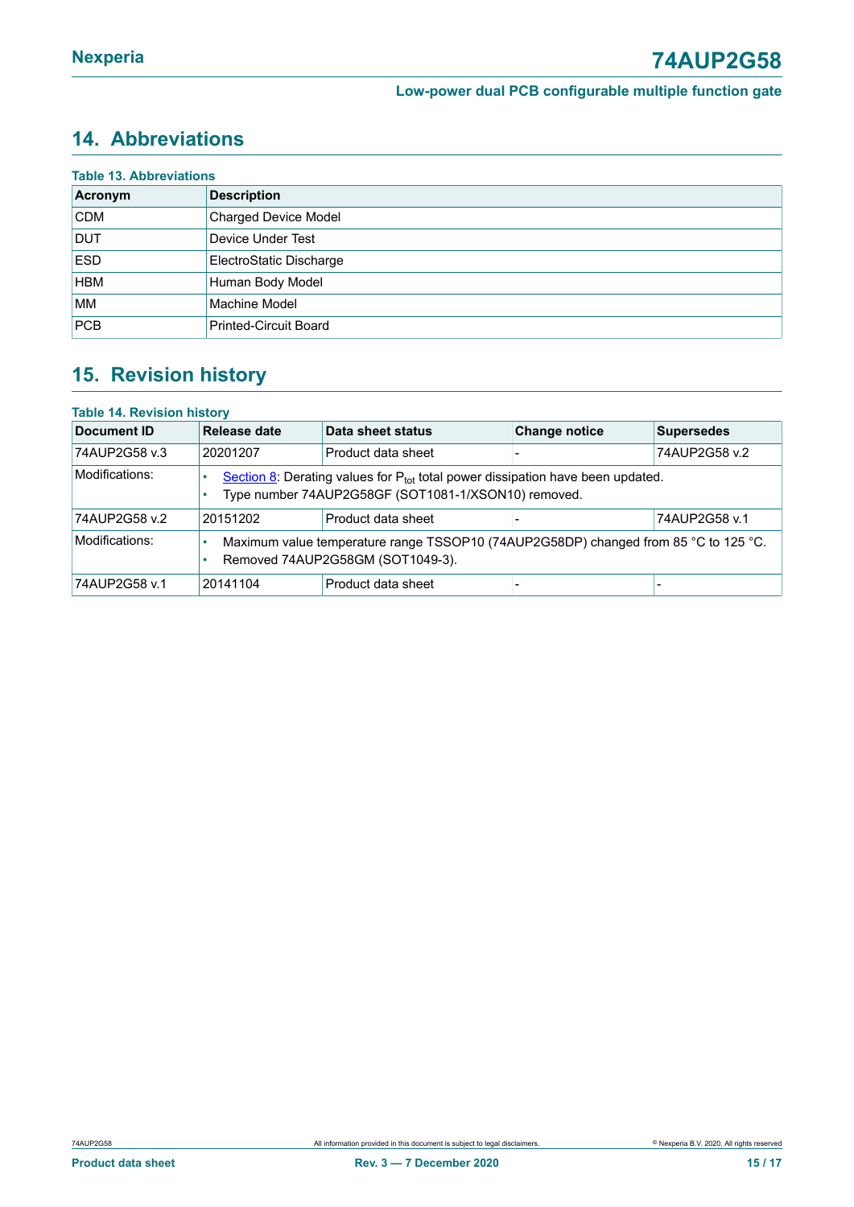## 14. Abbreviations

**Table 13. Abbreviations**

| Acronym | Description |
|---|---|
| CDM | Charged Device Model |
| DUT | Device Under Test |
| ESD | ElectroStatic Discharge |
| HBM | Human Body Model |
| MM | Machine Model |
| PCB | Printed-Circuit Board |

## 15. Revision history

**Table 14. Revision history**

| Document ID | Release date | Data sheet status | Change notice | Supersedes |
|---|---|---|---|---|
| 74AUP2G58 v.3 | 20201207 | Product data sheet | - | 74AUP2G58 v.2 |
| Modifications: | • Section 8: Derating values for $P_{tot}$ total power dissipation have been updated. • Type number 74AUP2G58GF (SOT1081-1/XSON10) removed. | | | |
| 74AUP2G58 v.2 | 20151202 | Product data sheet | - | 74AUP2G58 v.1 |
| Modifications: | • Maximum value temperature range TSSOP10 (74AUP2G58DP) changed from 85 °C to 125 °C. • Removed 74AUP2G58GM (SOT1049-3). | | | |
| 74AUP2G58 v.1 | 20141104 | Product data sheet | - | - |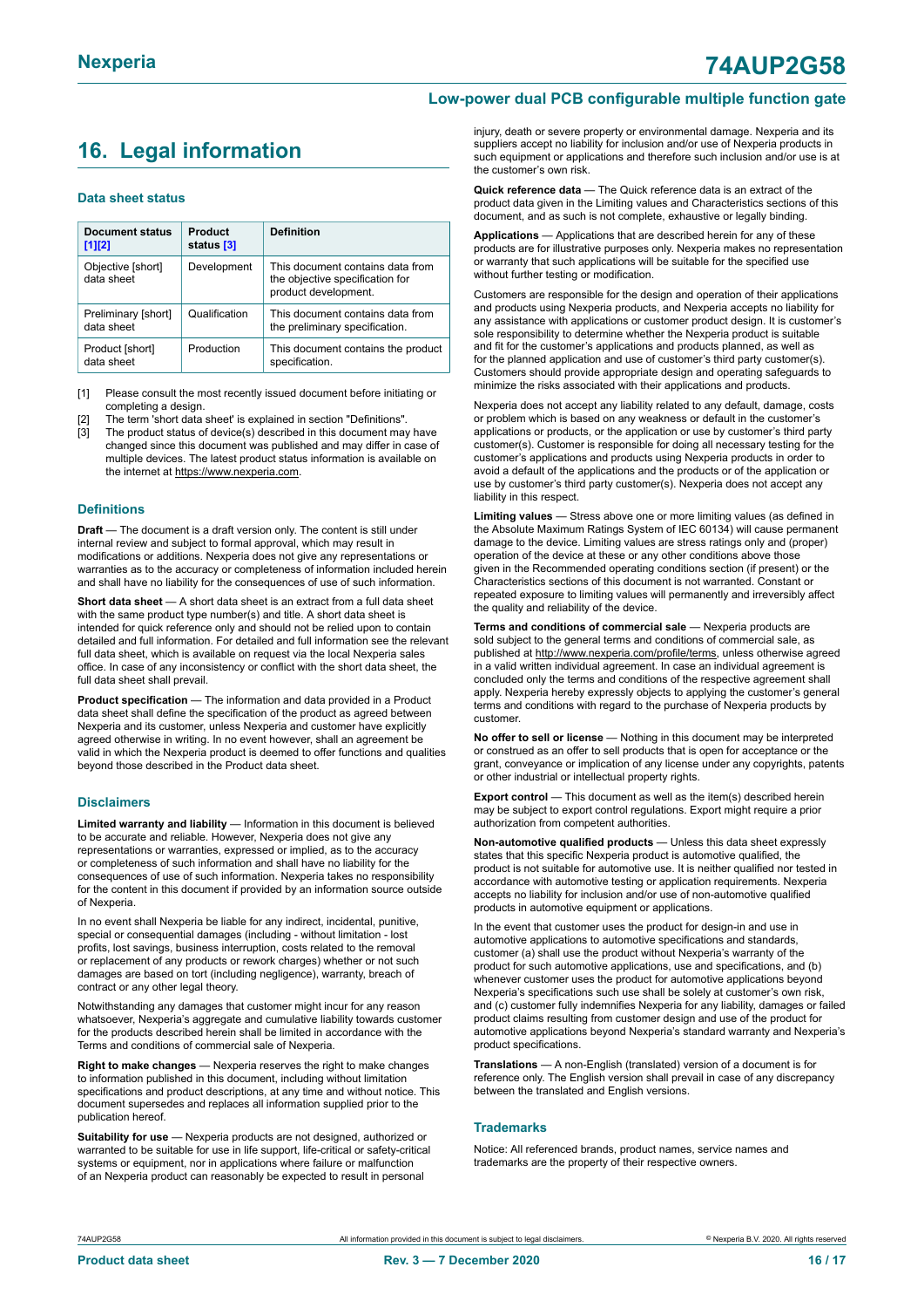## 16. Legal information

### Data sheet status

| Document status [1][2] | Product status [3] | Definition |
|---|---|---|
| Objective [short] data sheet | Development | This document contains data from the objective specification for product development. |
| Preliminary [short] data sheet | Qualification | This document contains data from the preliminary specification. |
| Product [short] data sheet | Production | This document contains the product specification. |

[1] Please consult the most recently issued document before initiating or completing a design.

[2] The term 'short data sheet' is explained in section "Definitions".

[3] The product status of device(s) described in this document may have changed since this document was published and may differ in case of multiple devices. The latest product status information is available on the internet at https://www.nexperia.com.

### Definitions

**Draft** — The document is a draft version only. The content is still under internal review and subject to formal approval, which may result in modifications or additions. Nexperia does not give any representations or warranties as to the accuracy or completeness of information included herein and shall have no liability for the consequences of use of such information.

**Short data sheet** — A short data sheet is an extract from a full data sheet with the same product type number(s) and title. A short data sheet is intended for quick reference only and should not be relied upon to contain detailed and full information. For detailed and full information see the relevant full data sheet, which is available on request via the local Nexperia sales office. In case of any inconsistency or conflict with the short data sheet, the full data sheet shall prevail.

**Product specification** — The information and data provided in a Product data sheet shall define the specification of the product as agreed between Nexperia and its customer, unless Nexperia and customer have explicitly agreed otherwise in writing. In no event however, shall an agreement be valid in which the Nexperia product is deemed to offer functions and qualities beyond those described in the Product data sheet.

### Disclaimers

**Limited warranty and liability** — Information in this document is believed to be accurate and reliable. However, Nexperia does not give any representations or warranties, expressed or implied, as to the accuracy or completeness of such information and shall have no liability for the consequences of use of such information. Nexperia takes no responsibility for the content in this document if provided by an information source outside of Nexperia.

In no event shall Nexperia be liable for any indirect, incidental, punitive, special or consequential damages (including - without limitation - lost profits, lost savings, business interruption, costs related to the removal or replacement of any products or rework charges) whether or not such damages are based on tort (including negligence), warranty, breach of contract or any other legal theory.

Notwithstanding any damages that customer might incur for any reason whatsoever, Nexperia's aggregate and cumulative liability towards customer for the products described herein shall be limited in accordance with the Terms and conditions of commercial sale of Nexperia.

**Right to make changes** — Nexperia reserves the right to make changes to information published in this document, including without limitation specifications and product descriptions, at any time and without notice. This document supersedes and replaces all information supplied prior to the publication hereof.

**Suitability for use** — Nexperia products are not designed, authorized or warranted to be suitable for use in life support, life-critical or safety-critical systems or equipment, nor in applications where failure or malfunction of an Nexperia product can reasonably be expected to result in personal injury, death or severe property or environmental damage. Nexperia and its suppliers accept no liability for inclusion and/or use of Nexperia products in such equipment or applications and therefore such inclusion and/or use is at the customer's own risk.

**Quick reference data** — The Quick reference data is an extract of the product data given in the Limiting values and Characteristics sections of this document, and as such is not complete, exhaustive or legally binding.

**Applications** — Applications that are described herein for any of these products are for illustrative purposes only. Nexperia makes no representation or warranty that such applications will be suitable for the specified use without further testing or modification.

Customers are responsible for the design and operation of their applications and products using Nexperia products, and Nexperia accepts no liability for any assistance with applications or customer product design. It is customer's sole responsibility to determine whether the Nexperia product is suitable and fit for the customer's applications and products planned, as well as for the planned application and use of customer's third party customer(s). Customers should provide appropriate design and operating safeguards to minimize the risks associated with their applications and products.

Nexperia does not accept any liability related to any default, damage, costs or problem which is based on any weakness or default in the customer's applications or products, or the application or use by customer's third party customer(s). Customer is responsible for doing all necessary testing for the customer's applications and products using Nexperia products in order to avoid a default of the applications and the products or of the application or use by customer's third party customer(s). Nexperia does not accept any liability in this respect.

**Limiting values** — Stress above one or more limiting values (as defined in the Absolute Maximum Ratings System of IEC 60134) will cause permanent damage to the device. Limiting values are stress ratings only and (proper) operation of the device at these or any other conditions above those given in the Recommended operating conditions section (if present) or the Characteristics sections of this document is not warranted. Constant or repeated exposure to limiting values will permanently and irreversibly affect the quality and reliability of the device.

**Terms and conditions of commercial sale** — Nexperia products are sold subject to the general terms and conditions of commercial sale, as published at http://www.nexperia.com/profile/terms, unless otherwise agreed in a valid written individual agreement. In case an individual agreement is concluded only the terms and conditions of the respective agreement shall apply. Nexperia hereby expressly objects to applying the customer's general terms and conditions with regard to the purchase of Nexperia products by customer.

**No offer to sell or license** — Nothing in this document may be interpreted or construed as an offer to sell products that is open for acceptance or the grant, conveyance or implication of any license under any copyrights, patents or other industrial or intellectual property rights.

**Export control** — This document as well as the item(s) described herein may be subject to export control regulations. Export might require a prior authorization from competent authorities.

**Non-automotive qualified products** — Unless this data sheet expressly states that this specific Nexperia product is automotive qualified, the product is not suitable for automotive use. It is neither qualified nor tested in accordance with automotive testing or application requirements. Nexperia accepts no liability for inclusion and/or use of non-automotive qualified products in automotive equipment or applications.

In the event that customer uses the product for design-in and use in automotive applications to automotive specifications and standards, customer (a) shall use the product without Nexperia's warranty of the product for such automotive applications, use and specifications, and (b) whenever customer uses the product for automotive applications beyond Nexperia's specifications such use shall be solely at customer's own risk, and (c) customer fully indemnifies Nexperia for any liability, damages or failed product claims resulting from customer design and use of the product for automotive applications beyond Nexperia's standard warranty and Nexperia's product specifications.

**Translations** — A non-English (translated) version of a document is for reference only. The English version shall prevail in case of any discrepancy between the translated and English versions.

### Trademarks

Notice: All referenced brands, product names, service names and trademarks are the property of their respective owners.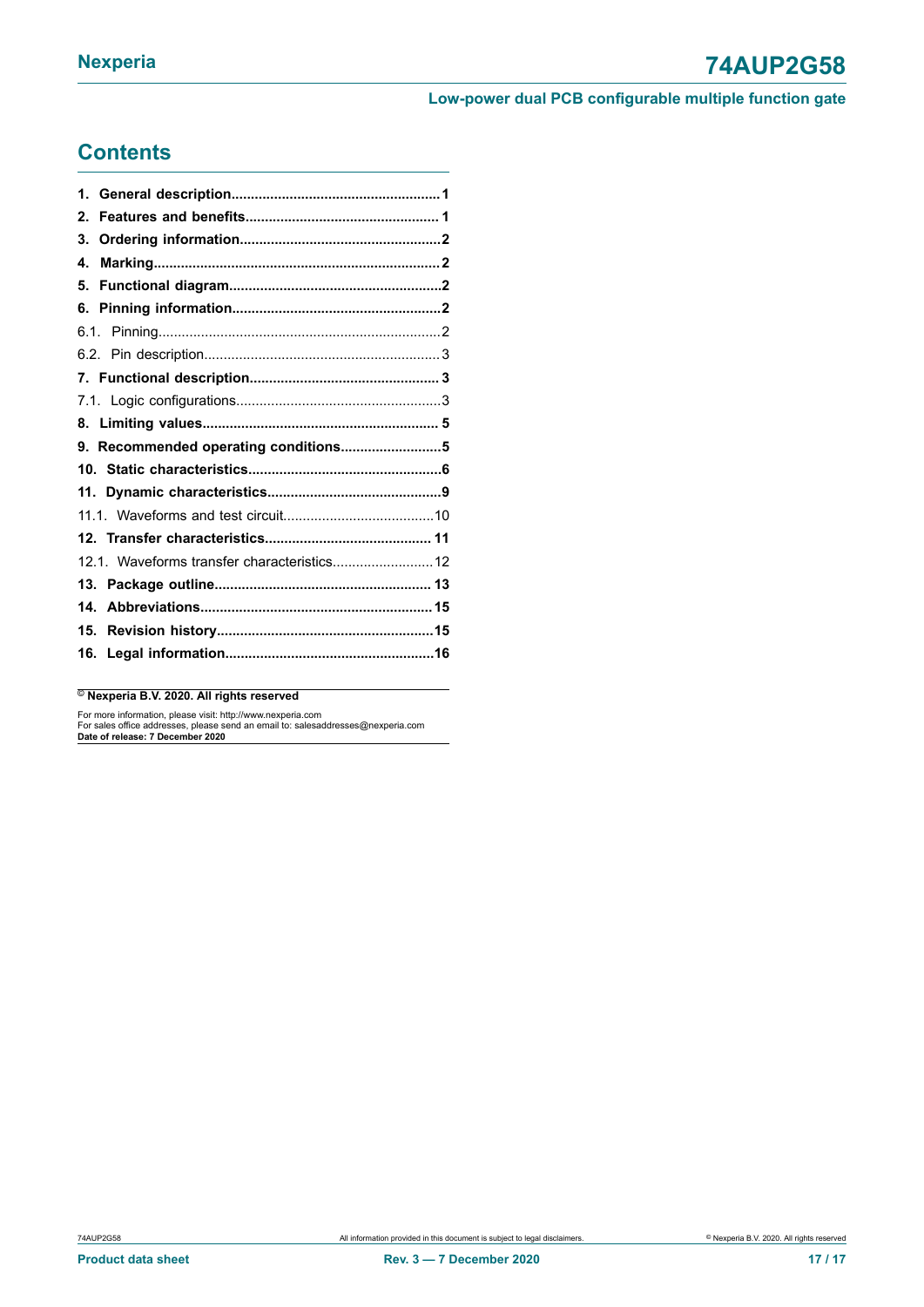## Contents

**1. General description** ..... **1**
**2. Features and benefits** ..... **1**
**3. Ordering information** ..... **2**
**4. Marking** ..... **2**
**5. Functional diagram** ..... **2**
**6. Pinning information** ..... **2**
6.1. Pinning ..... 2
6.2. Pin description ..... 3
**7. Functional description** ..... **3**
7.1. Logic configurations ..... 3
**8. Limiting values** ..... **5**
**9. Recommended operating conditions** ..... **5**
**10. Static characteristics** ..... **6**
**11. Dynamic characteristics** ..... **9**
11.1. Waveforms and test circuit ..... 10
**12. Transfer characteristics** ..... **11**
12.1. Waveforms transfer characteristics ..... 12
**13. Package outline** ..... **13**
**14. Abbreviations** ..... **15**
**15. Revision history** ..... **15**
**16. Legal information** ..... **16**

**© Nexperia B.V. 2020. All rights reserved**

For more information, please visit: http://www.nexperia.com
For sales office addresses, please send an email to: salesaddresses@nexperia.com
**Date of release: 7 December 2020**